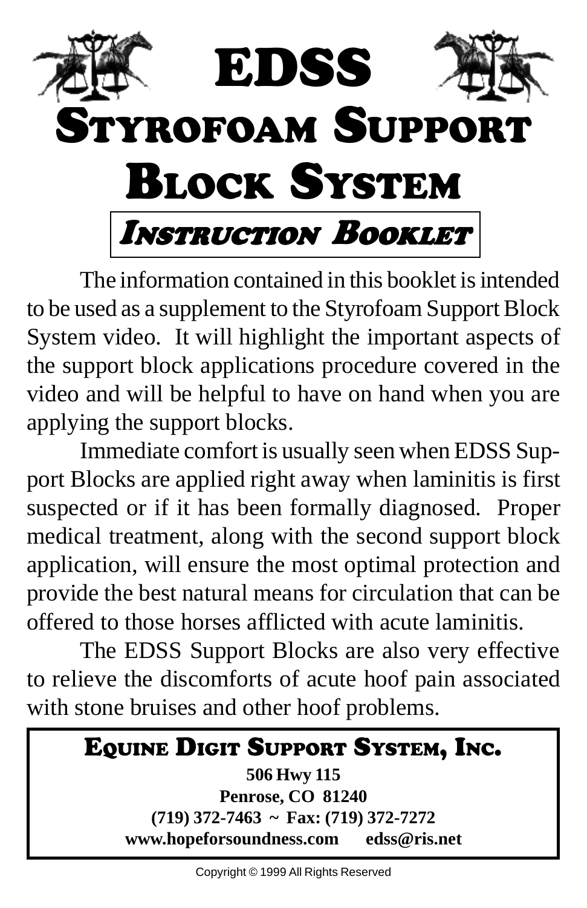# EDSS

# Styrofoam Support Block System

## *Instruction Booklet*

The information contained in this booklet is intended to be used as a supplement to the Styrofoam Support Block System video. It will highlight the important aspects of the support block applications procedure covered in the video and will be helpful to have on hand when you are applying the support blocks.

Immediate comfort is usually seen when EDSS Support Blocks are applied right away when laminitis is first suspected or if it has been formally diagnosed. Proper medical treatment, along with the second support block application, will ensure the most optimal protection and provide the best natural means for circulation that can be offered to those horses afflicted with acute laminitis.

The EDSS Support Blocks are also very effective to relieve the discomforts of acute hoof pain associated with stone bruises and other hoof problems.

**Equine Digit Support System, Inc.**

**506 Hwy 115**
**Penrose, CO 81240**
**(719) 372-7463 ~ Fax: (719) 372-7272**
**www.hopeforsoundness.com edss@ris.net**

Copyright © 1999 All Rights Reserved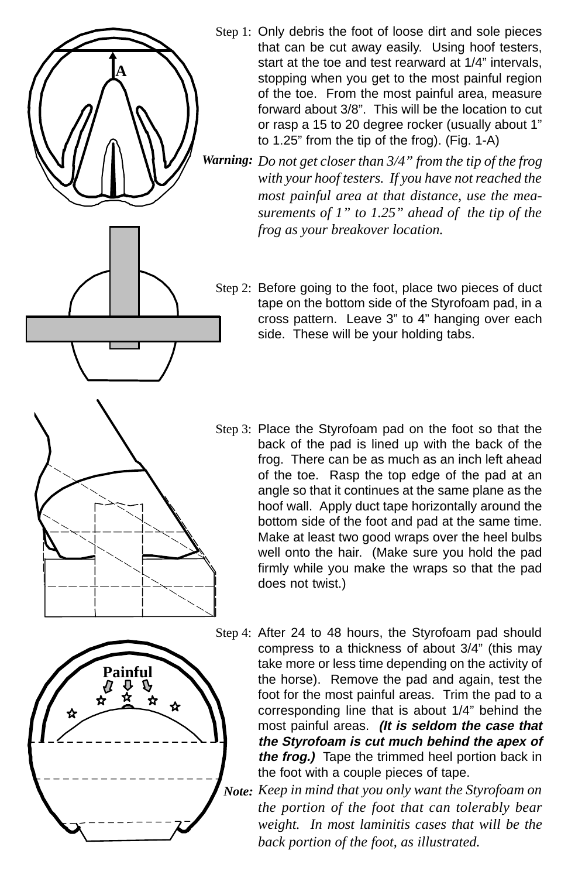Step 1: Only debris the foot of loose dirt and sole pieces that can be cut away easily. Using hoof testers, start at the toe and test rearward at 1/4" intervals, stopping when you get to the most painful region of the toe. From the most painful area, measure forward about 3/8". This will be the location to cut or rasp a 15 to 20 degree rocker (usually about 1" to 1.25" from the tip of the frog). (Fig. 1-A)

***Warning:*** *Do not get closer than 3/4" from the tip of the frog with your hoof testers. If you have not reached the most painful area at that distance, use the measurements of 1" to 1.25" ahead of the tip of the frog as your breakover location.*

Step 2: Before going to the foot, place two pieces of duct tape on the bottom side of the Styrofoam pad, in a cross pattern. Leave 3" to 4" hanging over each side. These will be your holding tabs.

Step 3: Place the Styrofoam pad on the foot so that the back of the pad is lined up with the back of the frog. There can be as much as an inch left ahead of the toe. Rasp the top edge of the pad at an angle so that it continues at the same plane as the hoof wall. Apply duct tape horizontally around the bottom side of the foot and pad at the same time. Make at least two good wraps over the heel bulbs well onto the hair. (Make sure you hold the pad firmly while you make the wraps so that the pad does not twist.)

Step 4: After 24 to 48 hours, the Styrofoam pad should compress to a thickness of about 3/4" (this may take more or less time depending on the activity of the horse). Remove the pad and again, test the foot for the most painful areas. Trim the pad to a corresponding line that is about 1/4" behind the most painful areas. ***(It is seldom the case that the Styrofoam is cut much behind the apex of the frog.)*** Tape the trimmed heel portion back in the foot with a couple pieces of tape.

***Note:*** *Keep in mind that you only want the Styrofoam on the portion of the foot that can tolerably bear weight. In most laminitis cases that will be the back portion of the foot, as illustrated.*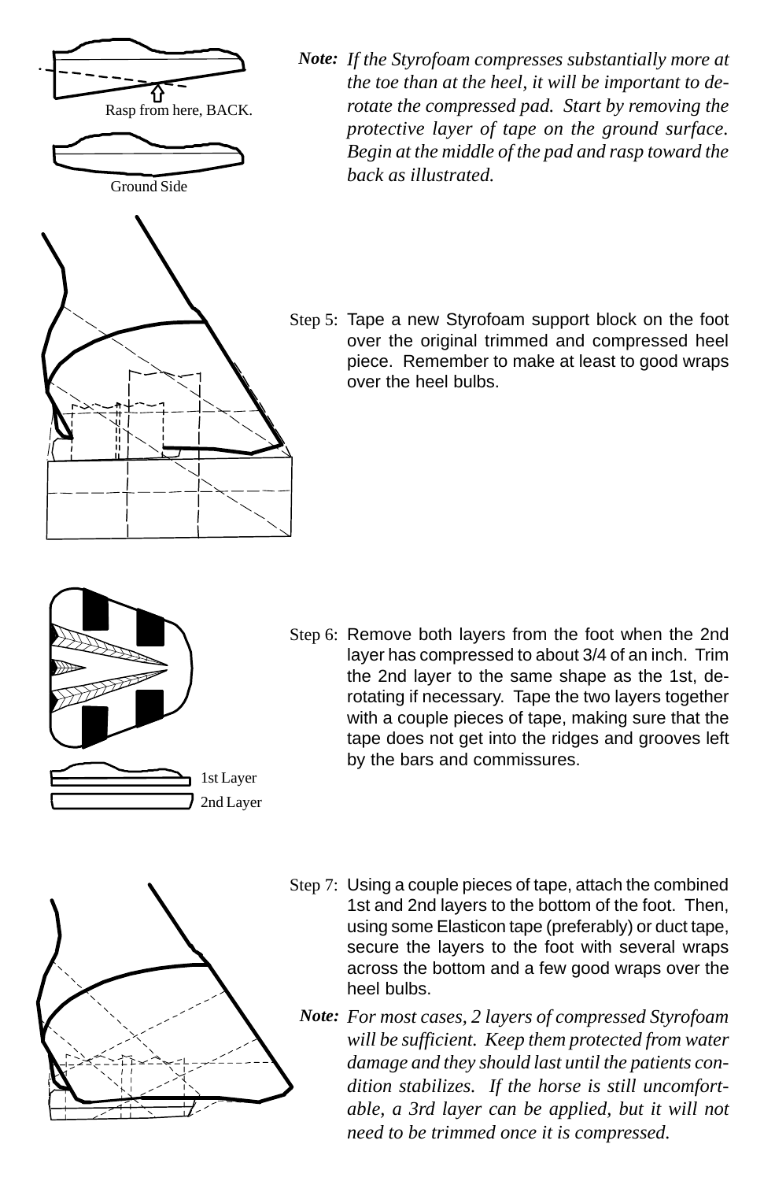Rasp from here, BACK.

Ground Side

***Note:*** *If the Styrofoam compresses substantially more at the toe than at the heel, it will be important to de-rotate the compressed pad. Start by removing the protective layer of tape on the ground surface. Begin at the middle of the pad and rasp toward the back as illustrated.*

Step 5: Tape a new Styrofoam support block on the foot over the original trimmed and compressed heel piece. Remember to make at least to good wraps over the heel bulbs.

Step 6: Remove both layers from the foot when the 2nd layer has compressed to about 3/4 of an inch. Trim the 2nd layer to the same shape as the 1st, de-rotating if necessary. Tape the two layers together with a couple pieces of tape, making sure that the tape does not get into the ridges and grooves left by the bars and commissures.

1st Layer

2nd Layer

Step 7: Using a couple pieces of tape, attach the combined 1st and 2nd layers to the bottom of the foot. Then, using some Elasticon tape (preferably) or duct tape, secure the layers to the foot with several wraps across the bottom and a few good wraps over the heel bulbs.

***Note:*** *For most cases, 2 layers of compressed Styrofoam will be sufficient. Keep them protected from water damage and they should last until the patients condition stabilizes. If the horse is still uncomfortable, a 3rd layer can be applied, but it will not need to be trimmed once it is compressed.*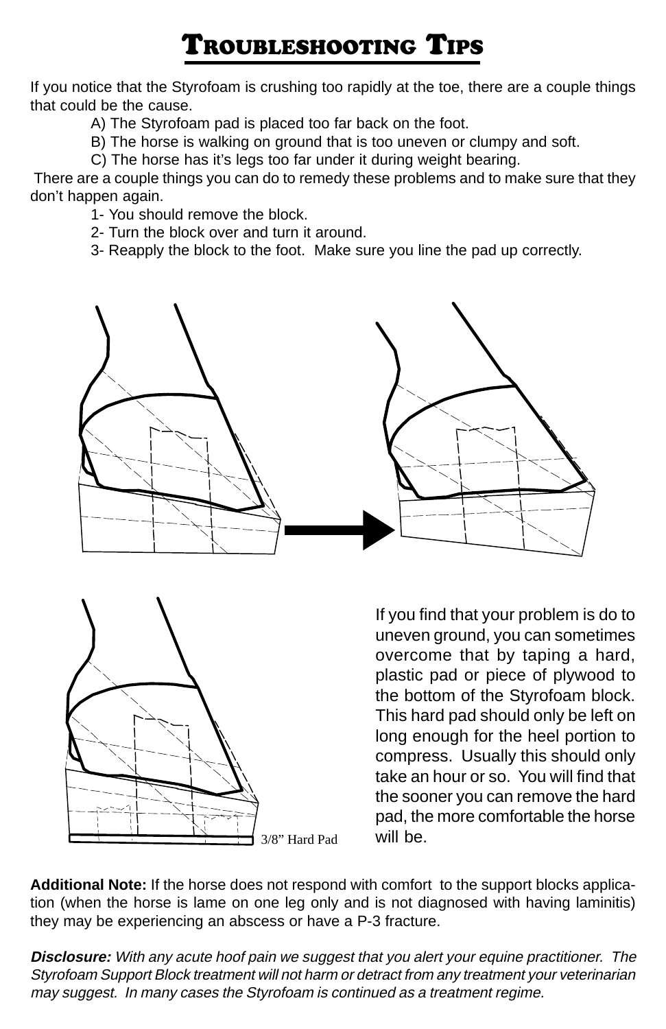# Troubleshooting Tips

If you notice that the Styrofoam is crushing too rapidly at the toe, there are a couple things that could be the cause.

A) The Styrofoam pad is placed too far back on the foot.

B) The horse is walking on ground that is too uneven or clumpy and soft.

C) The horse has it's legs too far under it during weight bearing.

There are a couple things you can do to remedy these problems and to make sure that they don't happen again.

1- You should remove the block.

2- Turn the block over and turn it around.

3- Reapply the block to the foot. Make sure you line the pad up correctly.

3/8" Hard Pad

If you find that your problem is do to uneven ground, you can sometimes overcome that by taping a hard, plastic pad or piece of plywood to the bottom of the Styrofoam block. This hard pad should only be left on long enough for the heel portion to compress. Usually this should only take an hour or so. You will find that the sooner you can remove the hard pad, the more comfortable the horse will be.

**Additional Note:** If the horse does not respond with comfort to the support blocks application (when the horse is lame on one leg only and is not diagnosed with having laminitis) they may be experiencing an abscess or have a P-3 fracture.

***Disclosure:*** *With any acute hoof pain we suggest that you alert your equine practitioner. The Styrofoam Support Block treatment will not harm or detract from any treatment your veterinarian may suggest. In many cases the Styrofoam is continued as a treatment regime.*